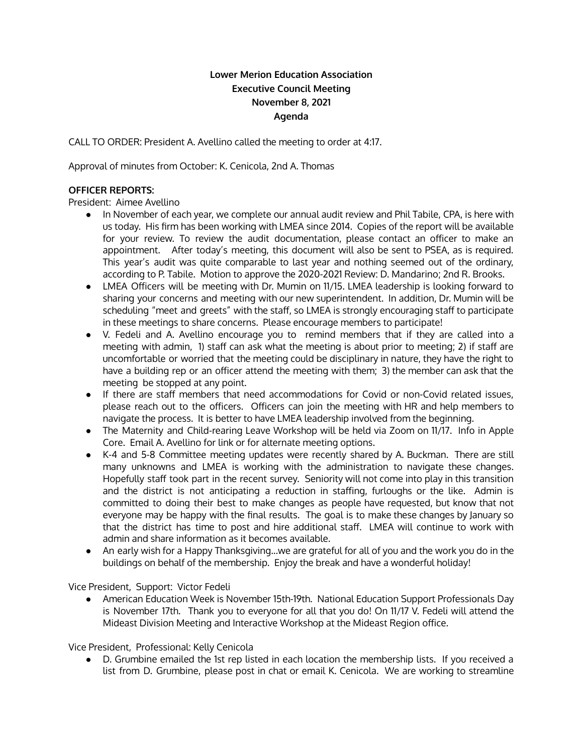**Lower Merion Education Association**
**Executive Council Meeting**
**November 8, 2021**
**Agenda**

CALL TO ORDER: President A. Avellino called the meeting to order at 4:17.

Approval of minutes from October: K. Cenicola, 2nd A. Thomas

**OFFICER REPORTS:**

President: Aimee Avellino

- In November of each year, we complete our annual audit review and Phil Tabile, CPA, is here with us today. His firm has been working with LMEA since 2014. Copies of the report will be available for your review. To review the audit documentation, please contact an officer to make an appointment. After today's meeting, this document will also be sent to PSEA, as is required. This year's audit was quite comparable to last year and nothing seemed out of the ordinary, according to P. Tabile. Motion to approve the 2020-2021 Review: D. Mandarino; 2nd R. Brooks.
- LMEA Officers will be meeting with Dr. Mumin on 11/15. LMEA leadership is looking forward to sharing your concerns and meeting with our new superintendent. In addition, Dr. Mumin will be scheduling "meet and greets" with the staff, so LMEA is strongly encouraging staff to participate in these meetings to share concerns. Please encourage members to participate!
- V. Fedeli and A. Avellino encourage you to remind members that if they are called into a meeting with admin, 1) staff can ask what the meeting is about prior to meeting; 2) if staff are uncomfortable or worried that the meeting could be disciplinary in nature, they have the right to have a building rep or an officer attend the meeting with them; 3) the member can ask that the meeting be stopped at any point.
- If there are staff members that need accommodations for Covid or non-Covid related issues, please reach out to the officers. Officers can join the meeting with HR and help members to navigate the process. It is better to have LMEA leadership involved from the beginning.
- The Maternity and Child-rearing Leave Workshop will be held via Zoom on 11/17. Info in Apple Core. Email A. Avellino for link or for alternate meeting options.
- K-4 and 5-8 Committee meeting updates were recently shared by A. Buckman. There are still many unknowns and LMEA is working with the administration to navigate these changes. Hopefully staff took part in the recent survey. Seniority will not come into play in this transition and the district is not anticipating a reduction in staffing, furloughs or the like. Admin is committed to doing their best to make changes as people have requested, but know that not everyone may be happy with the final results. The goal is to make these changes by January so that the district has time to post and hire additional staff. LMEA will continue to work with admin and share information as it becomes available.
- An early wish for a Happy Thanksgiving...we are grateful for all of you and the work you do in the buildings on behalf of the membership. Enjoy the break and have a wonderful holiday!

Vice President, Support: Victor Fedeli

- American Education Week is November 15th-19th. National Education Support Professionals Day is November 17th. Thank you to everyone for all that you do! On 11/17 V. Fedeli will attend the Mideast Division Meeting and Interactive Workshop at the Mideast Region office.

Vice President, Professional: Kelly Cenicola

- D. Grumbine emailed the 1st rep listed in each location the membership lists. If you received a list from D. Grumbine, please post in chat or email K. Cenicola. We are working to streamline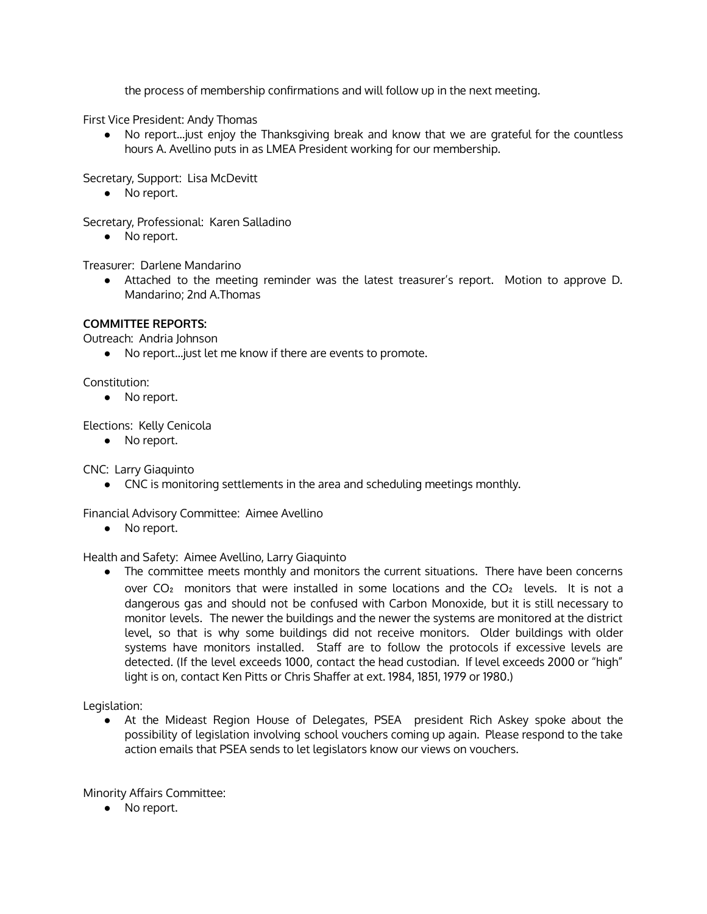the process of membership confirmations and will follow up in the next meeting.

First Vice President: Andy Thomas

- No report...just enjoy the Thanksgiving break and know that we are grateful for the countless hours A. Avellino puts in as LMEA President working for our membership.

Secretary, Support: Lisa McDevitt

- No report.

Secretary, Professional: Karen Salladino

- No report.

Treasurer: Darlene Mandarino

- Attached to the meeting reminder was the latest treasurer's report. Motion to approve D. Mandarino; 2nd A.Thomas

**COMMITTEE REPORTS:**

Outreach: Andria Johnson

- No report...just let me know if there are events to promote.

Constitution:

- No report.

Elections: Kelly Cenicola

- No report.

CNC: Larry Giaquinto

- CNC is monitoring settlements in the area and scheduling meetings monthly.

Financial Advisory Committee: Aimee Avellino

- No report.

Health and Safety: Aimee Avellino, Larry Giaquinto

- The committee meets monthly and monitors the current situations. There have been concerns over $CO_2$ monitors that were installed in some locations and the $CO_2$ levels. It is not a dangerous gas and should not be confused with Carbon Monoxide, but it is still necessary to monitor levels. The newer the buildings and the newer the systems are monitored at the district level, so that is why some buildings did not receive monitors. Older buildings with older systems have monitors installed. Staff are to follow the protocols if excessive levels are detected. (If the level exceeds 1000, contact the head custodian. If level exceeds 2000 or "high" light is on, contact Ken Pitts or Chris Shaffer at ext. 1984, 1851, 1979 or 1980.)

Legislation:

- At the Mideast Region House of Delegates, PSEA president Rich Askey spoke about the possibility of legislation involving school vouchers coming up again. Please respond to the take action emails that PSEA sends to let legislators know our views on vouchers.

Minority Affairs Committee:

- No report.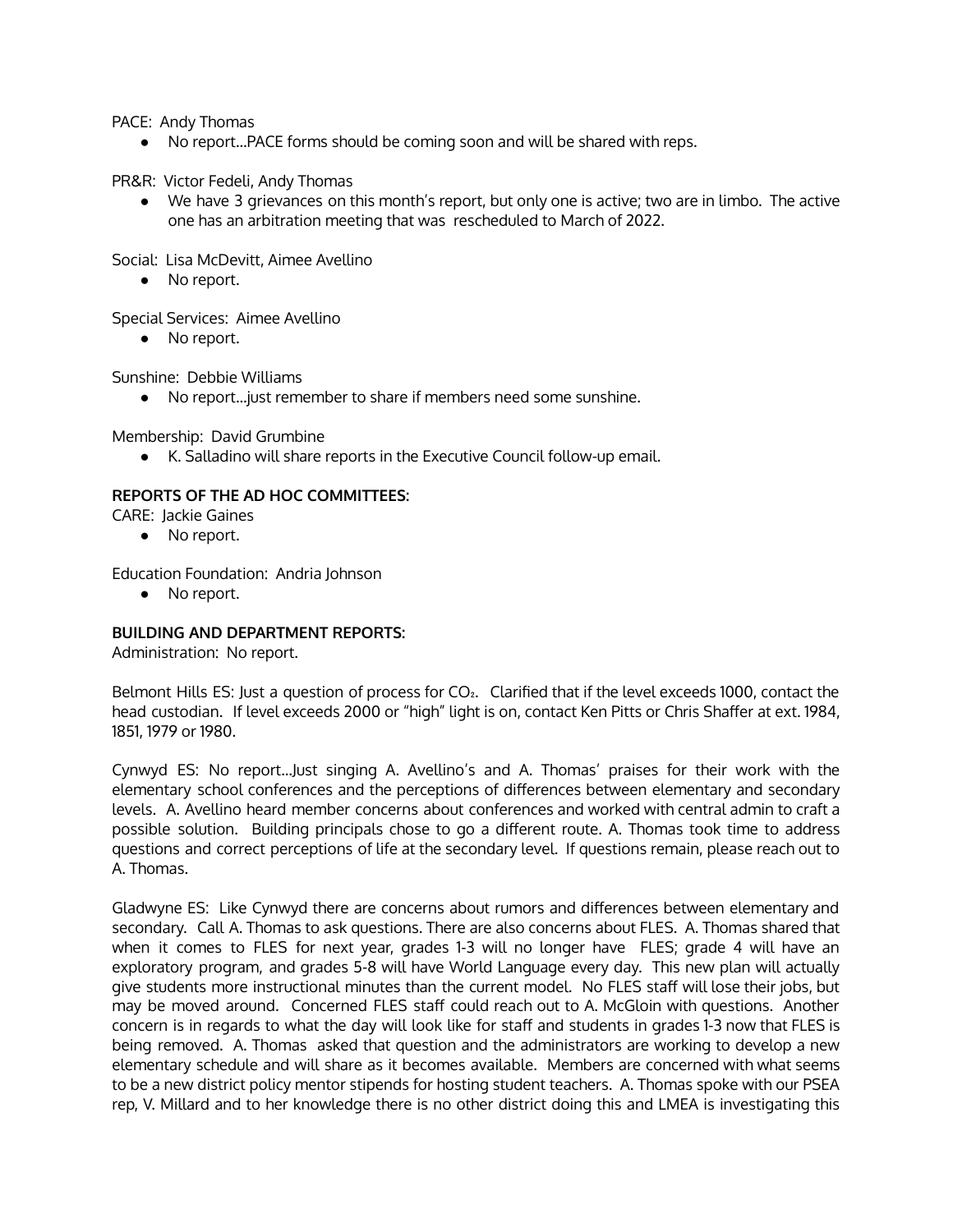PACE: Andy Thomas

- No report...PACE forms should be coming soon and will be shared with reps.

PR&R: Victor Fedeli, Andy Thomas

- We have 3 grievances on this month's report, but only one is active; two are in limbo. The active one has an arbitration meeting that was rescheduled to March of 2022.

Social: Lisa McDevitt, Aimee Avellino

- No report.

Special Services: Aimee Avellino

- No report.

Sunshine: Debbie Williams

- No report...just remember to share if members need some sunshine.

Membership: David Grumbine

- K. Salladino will share reports in the Executive Council follow-up email.

**REPORTS OF THE AD HOC COMMITTEES:**

CARE: Jackie Gaines

- No report.

Education Foundation: Andria Johnson

- No report.

**BUILDING AND DEPARTMENT REPORTS:**

Administration: No report.

Belmont Hills ES: Just a question of process for $CO_2$. Clarified that if the level exceeds 1000, contact the head custodian. If level exceeds 2000 or "high" light is on, contact Ken Pitts or Chris Shaffer at ext. 1984, 1851, 1979 or 1980.

Cynwyd ES: No report...Just singing A. Avellino's and A. Thomas' praises for their work with the elementary school conferences and the perceptions of differences between elementary and secondary levels. A. Avellino heard member concerns about conferences and worked with central admin to craft a possible solution. Building principals chose to go a different route. A. Thomas took time to address questions and correct perceptions of life at the secondary level. If questions remain, please reach out to A. Thomas.

Gladwyne ES: Like Cynwyd there are concerns about rumors and differences between elementary and secondary. Call A. Thomas to ask questions. There are also concerns about FLES. A. Thomas shared that when it comes to FLES for next year, grades 1-3 will no longer have FLES; grade 4 will have an exploratory program, and grades 5-8 will have World Language every day. This new plan will actually give students more instructional minutes than the current model. No FLES staff will lose their jobs, but may be moved around. Concerned FLES staff could reach out to A. McGloin with questions. Another concern is in regards to what the day will look like for staff and students in grades 1-3 now that FLES is being removed. A. Thomas asked that question and the administrators are working to develop a new elementary schedule and will share as it becomes available. Members are concerned with what seems to be a new district policy mentor stipends for hosting student teachers. A. Thomas spoke with our PSEA rep, V. Millard and to her knowledge there is no other district doing this and LMEA is investigating this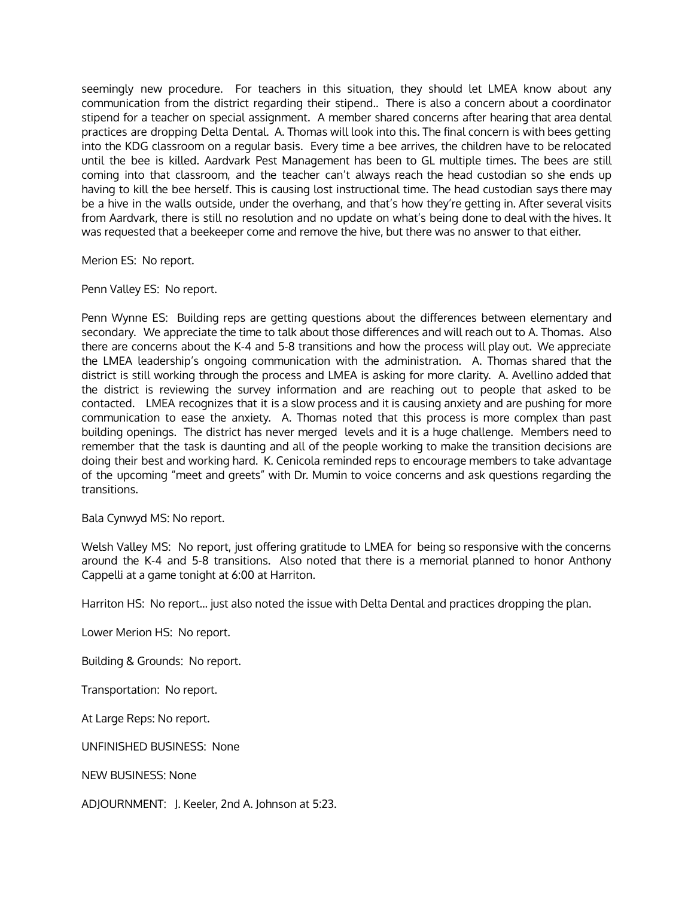seemingly new procedure. For teachers in this situation, they should let LMEA know about any communication from the district regarding their stipend.. There is also a concern about a coordinator stipend for a teacher on special assignment. A member shared concerns after hearing that area dental practices are dropping Delta Dental. A. Thomas will look into this. The final concern is with bees getting into the KDG classroom on a regular basis. Every time a bee arrives, the children have to be relocated until the bee is killed. Aardvark Pest Management has been to GL multiple times. The bees are still coming into that classroom, and the teacher can't always reach the head custodian so she ends up having to kill the bee herself. This is causing lost instructional time. The head custodian says there may be a hive in the walls outside, under the overhang, and that's how they're getting in. After several visits from Aardvark, there is still no resolution and no update on what's being done to deal with the hives. It was requested that a beekeeper come and remove the hive, but there was no answer to that either.

Merion ES: No report.

Penn Valley ES: No report.

Penn Wynne ES: Building reps are getting questions about the differences between elementary and secondary. We appreciate the time to talk about those differences and will reach out to A. Thomas. Also there are concerns about the K-4 and 5-8 transitions and how the process will play out. We appreciate the LMEA leadership's ongoing communication with the administration. A. Thomas shared that the district is still working through the process and LMEA is asking for more clarity. A. Avellino added that the district is reviewing the survey information and are reaching out to people that asked to be contacted. LMEA recognizes that it is a slow process and it is causing anxiety and are pushing for more communication to ease the anxiety. A. Thomas noted that this process is more complex than past building openings. The district has never merged levels and it is a huge challenge. Members need to remember that the task is daunting and all of the people working to make the transition decisions are doing their best and working hard. K. Cenicola reminded reps to encourage members to take advantage of the upcoming "meet and greets" with Dr. Mumin to voice concerns and ask questions regarding the transitions.

Bala Cynwyd MS: No report.

Welsh Valley MS: No report, just offering gratitude to LMEA for being so responsive with the concerns around the K-4 and 5-8 transitions. Also noted that there is a memorial planned to honor Anthony Cappelli at a game tonight at 6:00 at Harriton.

Harriton HS: No report... just also noted the issue with Delta Dental and practices dropping the plan.

Lower Merion HS: No report.

Building & Grounds: No report.

Transportation: No report.

At Large Reps: No report.

UNFINISHED BUSINESS: None

NEW BUSINESS: None

ADJOURNMENT: J. Keeler, 2nd A. Johnson at 5:23.